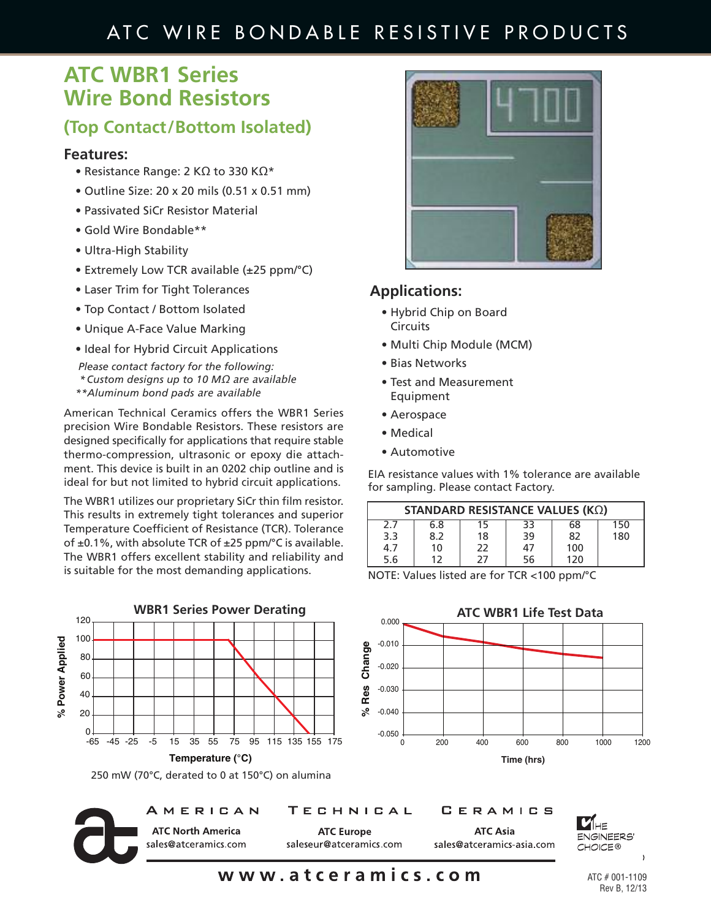# ATC WBR1 Series Wire Bond Resistors

## (Top Contact/Bottom Isolated)

### Features:

- Resistance Range: 2 KΩ to 330 KΩ*
- Outline Size: 20 x 20 mils (0.51 x 0.51 mm)
- Passivated SiCr Resistor Material
- Gold Wire Bondable**
- Ultra-High Stability
- Extremely Low TCR available (±25 ppm/°C)
- Laser Trim for Tight Tolerances
- Top Contact / Bottom Isolated
- Unique A-Face Value Marking
- Ideal for Hybrid Circuit Applications

*Please contact factory for the following:*
*\*Custom designs up to 10 MΩ are available*
*\*\*Aluminum bond pads are available*

American Technical Ceramics offers the WBR1 Series precision Wire Bondable Resistors. These resistors are designed specifically for applications that require stable thermo-compression, ultrasonic or epoxy die attachment. This device is built in an 0202 chip outline and is ideal for but not limited to hybrid circuit applications.

The WBR1 utilizes our proprietary SiCr thin film resistor. This results in extremely tight tolerances and superior Temperature Coefficient of Resistance (TCR). Tolerance of ±0.1%, with absolute TCR of ±25 ppm/°C is available. The WBR1 offers excellent stability and reliability and is suitable for the most demanding applications.

### Applications:

- Hybrid Chip on Board Circuits
- Multi Chip Module (MCM)
- Bias Networks
- Test and Measurement Equipment
- Aerospace
- Medical
- Automotive

EIA resistance values with 1% tolerance are available for sampling. Please contact Factory.

| STANDARD RESISTANCE VALUES (KΩ) | | | | | |
|---|---|---|---|---|---|
| 2.7 | 6.8 | 15 | 33 | 68 | 150 |
| 3.3 | 8.2 | 18 | 39 | 82 | 180 |
| 4.7 | 10 | 22 | 47 | 100 | |
| 5.6 | 12 | 27 | 56 | 120 | |

NOTE: Values listed are for TCR <100 ppm/°C

**WBR1 Series Power Derating**

250 mW (70°C, derated to 0 at 150°C) on alumina

**ATC WBR1 Life Test Data**

**American Technical Ceramics**

| ATC North America | ATC Europe | ATC Asia |
|---|---|---|
| sales@atceramics.com | saleseur@atceramics.com | sales@atceramics-asia.com |

**www.atceramics.com**

ATC # 001-1109
Rev B, 12/13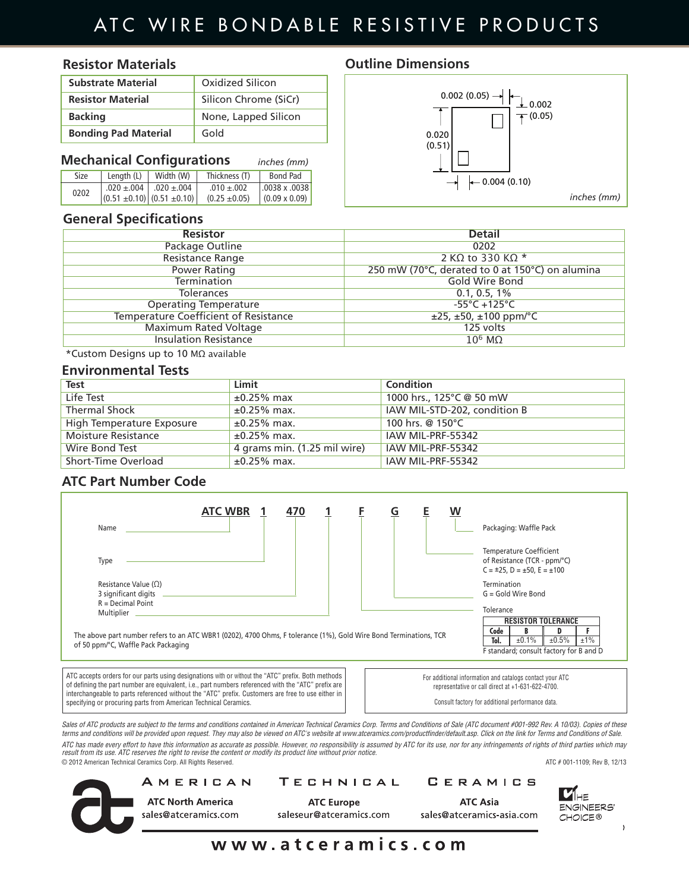# ATC WIRE BONDABLE RESISTIVE PRODUCTS

## Resistor Materials

| | |
|---|---|
| **Substrate Material** | Oxidized Silicon |
| **Resistor Material** | Silicon Chrome (SiCr) |
| **Backing** | None, Lapped Silicon |
| **Bonding Pad Material** | Gold |

## Mechanical Configurations

*inches (mm)*

| Size | Length (L) | Width (W) | Thickness (T) | Bond Pad |
|---|---|---|---|---|
| 0202 | .020 ±.004 (0.51 ±0.10) | .020 ±.004 (0.51 ±0.10) | .010 ±.002 (0.25 ±0.05) | .0038 x .0038 (0.09 x 0.09) |

## Outline Dimensions

0.002 (0.05)

0.002 (0.05)

0.020 (0.51)

0.004 (0.10)

*inches (mm)*

## General Specifications

| Resistor | Detail |
|---|---|
| Package Outline | 0202 |
| Resistance Range | 2 KΩ to 330 KΩ * |
| Power Rating | 250 mW (70°C, derated to 0 at 150°C) on alumina |
| Termination | Gold Wire Bond |
| Tolerances | 0.1, 0.5, 1% |
| Operating Temperature | -55°C +125°C |
| Temperature Coefficient of Resistance | ±25, ±50, ±100 ppm/°C |
| Maximum Rated Voltage | 125 volts |
| Insulation Resistance | $10^6$ MΩ |

*Custom Designs up to 10 MΩ available

## Environmental Tests

| Test | Limit | Condition |
|---|---|---|
| Life Test | ±0.25% max | 1000 hrs., 125°C @ 50 mW |
| Thermal Shock | ±0.25% max. | IAW MIL-STD-202, condition B |
| High Temperature Exposure | ±0.25% max. | 100 hrs. @ 150°C |
| Moisture Resistance | ±0.25% max. | IAW MIL-PRF-55342 |
| Wire Bond Test | 4 grams min. (1.25 mil wire) | IAW MIL-PRF-55342 |
| Short-Time Overload | ±0.25% max. | IAW MIL-PRF-55342 |

## ATC Part Number Code

**ATC WBR 1 470 1 F G E W**

- Name — ATC WBR
- Type — 1
- Resistance Value (Ω) — 470: 3 significant digits, R = Decimal Point
- Multiplier — 1
- Tolerance — F
- Termination — G = Gold Wire Bond
- Temperature Coefficient of Resistance (TCR - ppm/°C) — E: C = ±25, D = ±50, E = ±100
- Packaging: Waffle Pack — W

| RESISTOR TOLERANCE | | | |
|---|---|---|---|
| **Code** | **B** | **D** | **F** |
| **Tol.** | ±0.1% | ±0.5% | ±1% |

F standard; consult factory for B and D

The above part number refers to an ATC WBR1 (0202), 4700 Ohms, F tolerance (1%), Gold Wire Bond Terminations, TCR of 50 ppm/°C, Waffle Pack Packaging

ATC accepts orders for our parts using designations with or without the "ATC" prefix. Both methods of defining the part number are equivalent, i.e., part numbers referenced with the "ATC" prefix are interchangeable to parts referenced without the "ATC" prefix. Customers are free to use either in specifying or procuring parts from American Technical Ceramics.

For additional information and catalogs contact your ATC representative or call direct at +1-631-622-4700.

Consult factory for additional performance data.

*Sales of ATC products are subject to the terms and conditions contained in American Technical Ceramics Corp. Terms and Conditions of Sale (ATC document #001-992 Rev. A 10/03). Copies of these terms and conditions will be provided upon request. They may also be viewed on ATC's website at www.atceramics.com/productfinder/default.asp. Click on the link for Terms and Conditions of Sale.*

*ATC has made every effort to have this information as accurate as possible. However, no responsibility is assumed by ATC for its use, nor for any infringements of rights of third parties which may result from its use. ATC reserves the right to revise the content or modify its product line without prior notice.*

© 2012 American Technical Ceramics Corp. All Rights Reserved.

ATC # 001-1109; Rev B, 12/13

AMERICAN TECHNICAL CERAMICS

**ATC North America**
sales@atceramics.com

**ATC Europe**
saleseur@atceramics.com

**ATC Asia**
sales@atceramics-asia.com

THE ENGINEERS' CHOICE®

**www.atceramics.com**